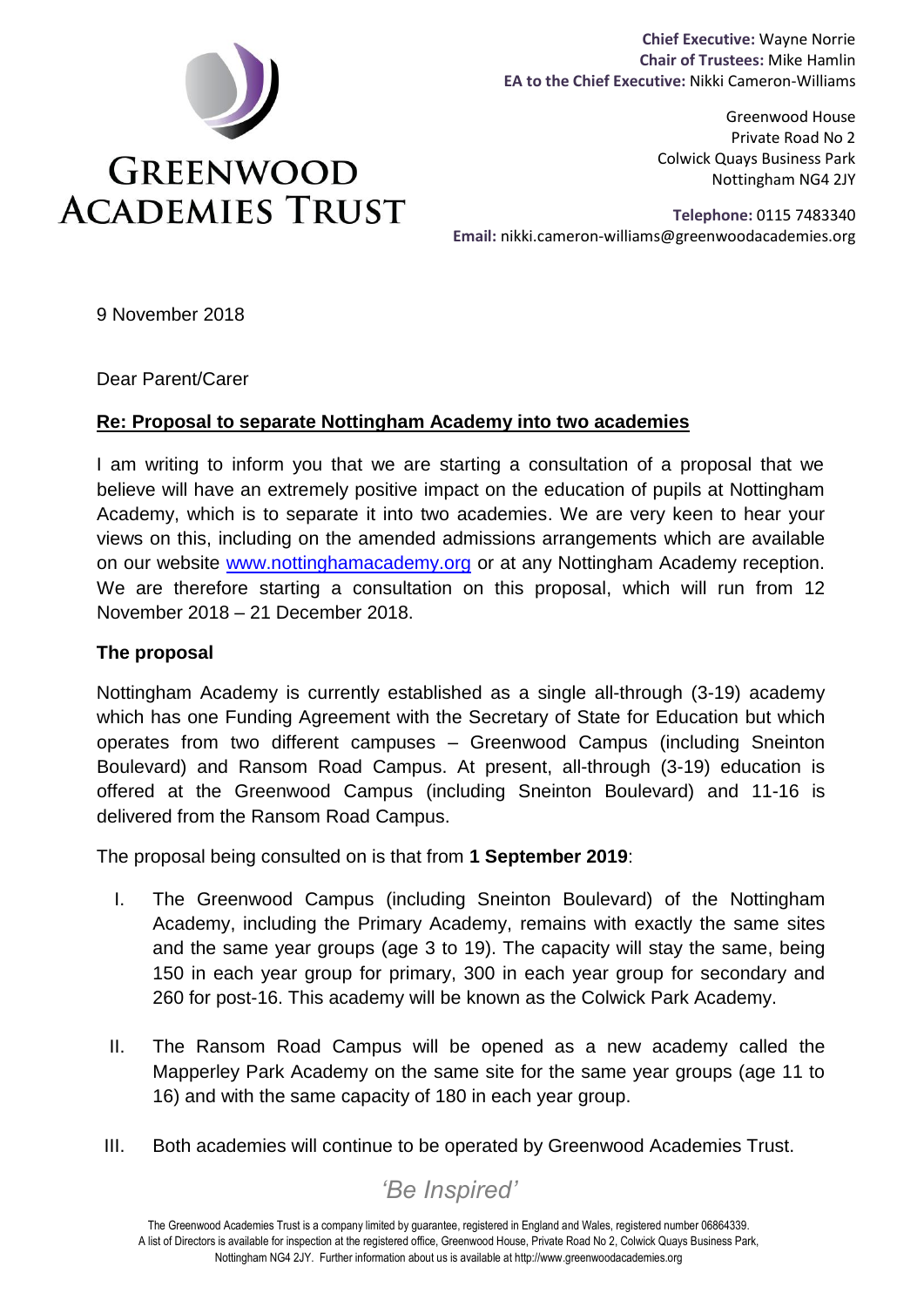# Greenwood Academies Trust

**Chief Executive:** Wayne Norrie
**Chair of Trustees:** Mike Hamlin
**EA to the Chief Executive:** Nikki Cameron-Williams

Greenwood House
Private Road No 2
Colwick Quays Business Park
Nottingham NG4 2JY

**Telephone:** 0115 7483340
**Email:** nikki.cameron-williams@greenwoodacademies.org

9 November 2018

Dear Parent/Carer

**Re: Proposal to separate Nottingham Academy into two academies**

I am writing to inform you that we are starting a consultation of a proposal that we believe will have an extremely positive impact on the education of pupils at Nottingham Academy, which is to separate it into two academies. We are very keen to hear your views on this, including on the amended admissions arrangements which are available on our website www.nottinghamacademy.org or at any Nottingham Academy reception. We are therefore starting a consultation on this proposal, which will run from 12 November 2018 – 21 December 2018.

## The proposal

Nottingham Academy is currently established as a single all-through (3-19) academy which has one Funding Agreement with the Secretary of State for Education but which operates from two different campuses – Greenwood Campus (including Sneinton Boulevard) and Ransom Road Campus. At present, all-through (3-19) education is offered at the Greenwood Campus (including Sneinton Boulevard) and 11-16 is delivered from the Ransom Road Campus.

The proposal being consulted on is that from **1 September 2019**:

I. The Greenwood Campus (including Sneinton Boulevard) of the Nottingham Academy, including the Primary Academy, remains with exactly the same sites and the same year groups (age 3 to 19). The capacity will stay the same, being 150 in each year group for primary, 300 in each year group for secondary and 260 for post-16. This academy will be known as the Colwick Park Academy.

II. The Ransom Road Campus will be opened as a new academy called the Mapperley Park Academy on the same site for the same year groups (age 11 to 16) and with the same capacity of 180 in each year group.

III. Both academies will continue to be operated by Greenwood Academies Trust.

*'Be Inspired'*

The Greenwood Academies Trust is a company limited by guarantee, registered in England and Wales, registered number 06864339. A list of Directors is available for inspection at the registered office, Greenwood House, Private Road No 2, Colwick Quays Business Park, Nottingham NG4 2JY. Further information about us is available at http://www.greenwoodacademies.org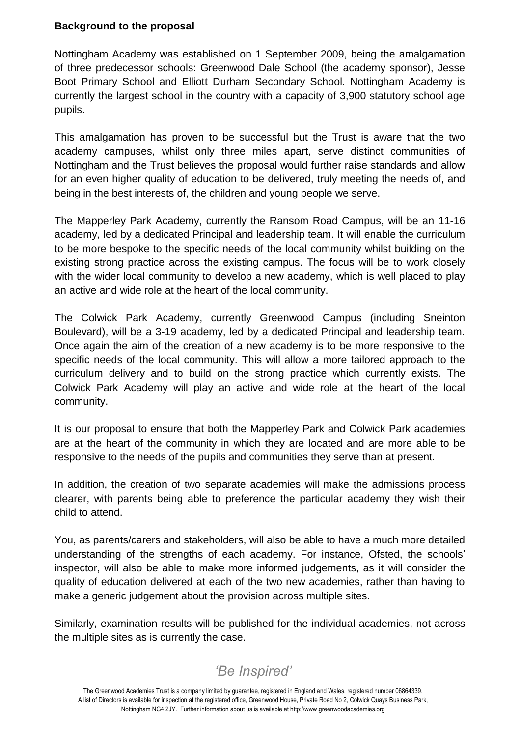**Background to the proposal**

Nottingham Academy was established on 1 September 2009, being the amalgamation of three predecessor schools: Greenwood Dale School (the academy sponsor), Jesse Boot Primary School and Elliott Durham Secondary School. Nottingham Academy is currently the largest school in the country with a capacity of 3,900 statutory school age pupils.

This amalgamation has proven to be successful but the Trust is aware that the two academy campuses, whilst only three miles apart, serve distinct communities of Nottingham and the Trust believes the proposal would further raise standards and allow for an even higher quality of education to be delivered, truly meeting the needs of, and being in the best interests of, the children and young people we serve.

The Mapperley Park Academy, currently the Ransom Road Campus, will be an 11-16 academy, led by a dedicated Principal and leadership team. It will enable the curriculum to be more bespoke to the specific needs of the local community whilst building on the existing strong practice across the existing campus. The focus will be to work closely with the wider local community to develop a new academy, which is well placed to play an active and wide role at the heart of the local community.

The Colwick Park Academy, currently Greenwood Campus (including Sneinton Boulevard), will be a 3-19 academy, led by a dedicated Principal and leadership team. Once again the aim of the creation of a new academy is to be more responsive to the specific needs of the local community. This will allow a more tailored approach to the curriculum delivery and to build on the strong practice which currently exists. The Colwick Park Academy will play an active and wide role at the heart of the local community.

It is our proposal to ensure that both the Mapperley Park and Colwick Park academies are at the heart of the community in which they are located and are more able to be responsive to the needs of the pupils and communities they serve than at present.

In addition, the creation of two separate academies will make the admissions process clearer, with parents being able to preference the particular academy they wish their child to attend.

You, as parents/carers and stakeholders, will also be able to have a much more detailed understanding of the strengths of each academy. For instance, Ofsted, the schools' inspector, will also be able to make more informed judgements, as it will consider the quality of education delivered at each of the two new academies, rather than having to make a generic judgement about the provision across multiple sites.

Similarly, examination results will be published for the individual academies, not across the multiple sites as is currently the case.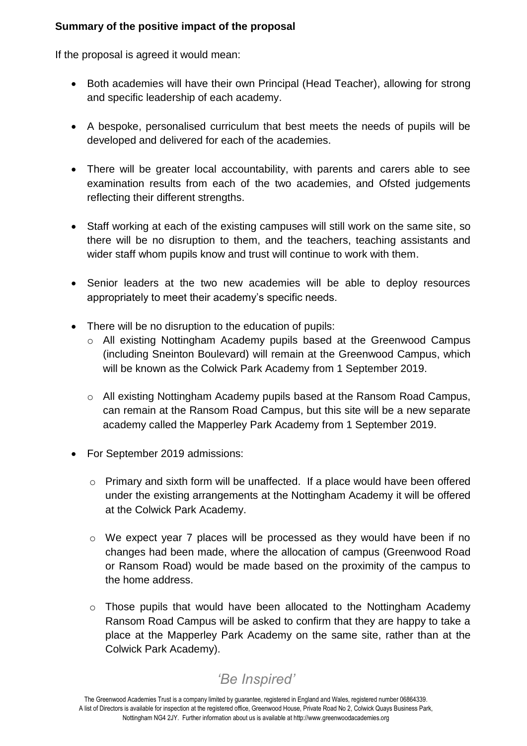**Summary of the positive impact of the proposal**

If the proposal is agreed it would mean:

- Both academies will have their own Principal (Head Teacher), allowing for strong and specific leadership of each academy.
- A bespoke, personalised curriculum that best meets the needs of pupils will be developed and delivered for each of the academies.
- There will be greater local accountability, with parents and carers able to see examination results from each of the two academies, and Ofsted judgements reflecting their different strengths.
- Staff working at each of the existing campuses will still work on the same site, so there will be no disruption to them, and the teachers, teaching assistants and wider staff whom pupils know and trust will continue to work with them.
- Senior leaders at the two new academies will be able to deploy resources appropriately to meet their academy's specific needs.
- There will be no disruption to the education of pupils:
    - All existing Nottingham Academy pupils based at the Greenwood Campus (including Sneinton Boulevard) will remain at the Greenwood Campus, which will be known as the Colwick Park Academy from 1 September 2019.
    - All existing Nottingham Academy pupils based at the Ransom Road Campus, can remain at the Ransom Road Campus, but this site will be a new separate academy called the Mapperley Park Academy from 1 September 2019.
- For September 2019 admissions:
    - Primary and sixth form will be unaffected. If a place would have been offered under the existing arrangements at the Nottingham Academy it will be offered at the Colwick Park Academy.
    - We expect year 7 places will be processed as they would have been if no changes had been made, where the allocation of campus (Greenwood Road or Ransom Road) would be made based on the proximity of the campus to the home address.
    - Those pupils that would have been allocated to the Nottingham Academy Ransom Road Campus will be asked to confirm that they are happy to take a place at the Mapperley Park Academy on the same site, rather than at the Colwick Park Academy).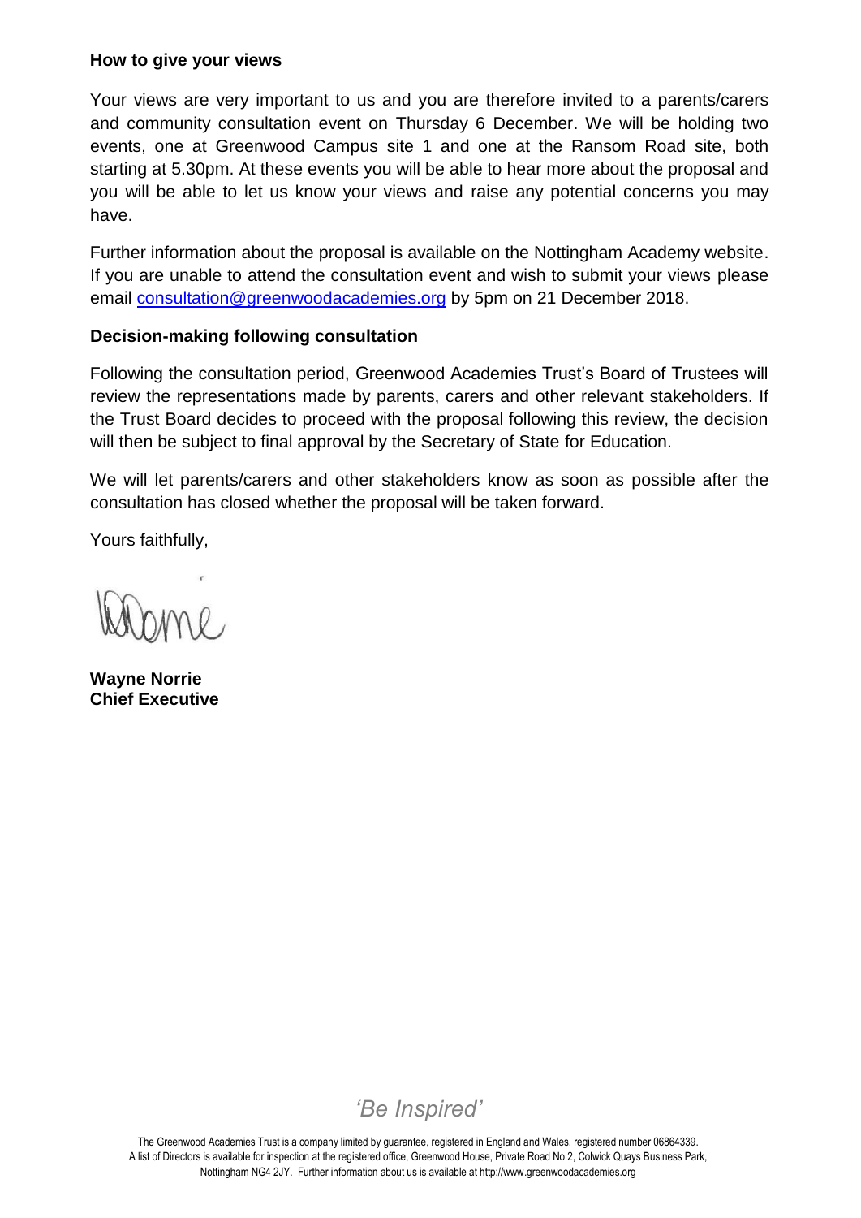**How to give your views**

Your views are very important to us and you are therefore invited to a parents/carers and community consultation event on Thursday 6 December. We will be holding two events, one at Greenwood Campus site 1 and one at the Ransom Road site, both starting at 5.30pm. At these events you will be able to hear more about the proposal and you will be able to let us know your views and raise any potential concerns you may have.

Further information about the proposal is available on the Nottingham Academy website. If you are unable to attend the consultation event and wish to submit your views please email consultation@greenwoodacademies.org by 5pm on 21 December 2018.

**Decision-making following consultation**

Following the consultation period, Greenwood Academies Trust's Board of Trustees will review the representations made by parents, carers and other relevant stakeholders. If the Trust Board decides to proceed with the proposal following this review, the decision will then be subject to final approval by the Secretary of State for Education.

We will let parents/carers and other stakeholders know as soon as possible after the consultation has closed whether the proposal will be taken forward.

Yours faithfully,

**Wayne Norrie**
**Chief Executive**

*'Be Inspired'*

The Greenwood Academies Trust is a company limited by guarantee, registered in England and Wales, registered number 06864339. A list of Directors is available for inspection at the registered office, Greenwood House, Private Road No 2, Colwick Quays Business Park, Nottingham NG4 2JY. Further information about us is available at http://www.greenwoodacademies.org